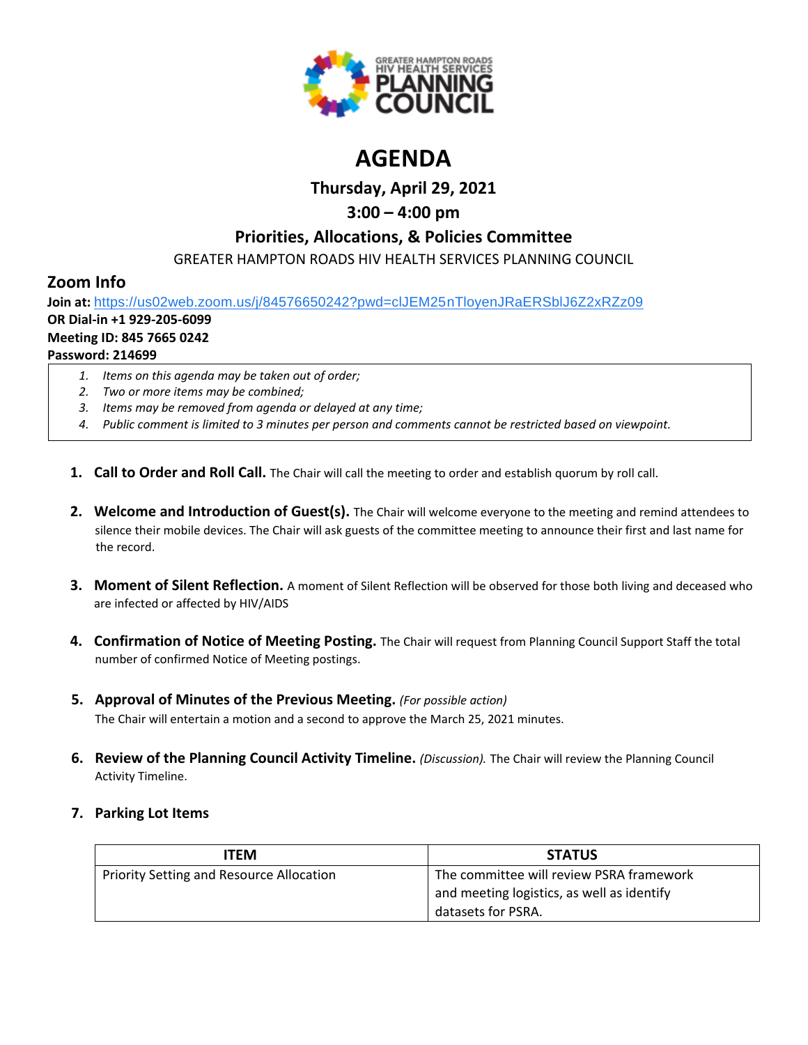GREATER HAMPTON ROADS HIV HEALTH SERVICES PLANNING COUNCIL

# AGENDA

### Thursday, April 29, 2021

### 3:00 – 4:00 pm

### Priorities, Allocations, & Policies Committee

GREATER HAMPTON ROADS HIV HEALTH SERVICES PLANNING COUNCIL

## Zoom Info

**Join at:** https://us02web.zoom.us/j/84576650242?pwd=clJEM25nTloyenJRaERSblJ6Z2xRZz09
**OR Dial-in +1 929-205-6099**
**Meeting ID: 845 7665 0242**
**Password: 214699**

1. *Items on this agenda may be taken out of order;*
2. *Two or more items may be combined;*
3. *Items may be removed from agenda or delayed at any time;*
4. *Public comment is limited to 3 minutes per person and comments cannot be restricted based on viewpoint.*

1. **Call to Order and Roll Call.** The Chair will call the meeting to order and establish quorum by roll call.

2. **Welcome and Introduction of Guest(s).** The Chair will welcome everyone to the meeting and remind attendees to silence their mobile devices. The Chair will ask guests of the committee meeting to announce their first and last name for the record.

3. **Moment of Silent Reflection.** A moment of Silent Reflection will be observed for those both living and deceased who are infected or affected by HIV/AIDS

4. **Confirmation of Notice of Meeting Posting.** The Chair will request from Planning Council Support Staff the total number of confirmed Notice of Meeting postings.

5. **Approval of Minutes of the Previous Meeting.** *(For possible action)*
The Chair will entertain a motion and a second to approve the March 25, 2021 minutes.

6. **Review of the Planning Council Activity Timeline.** *(Discussion).* The Chair will review the Planning Council Activity Timeline.

7. **Parking Lot Items**

| ITEM | STATUS |
|---|---|
| Priority Setting and Resource Allocation | The committee will review PSRA framework and meeting logistics, as well as identify datasets for PSRA. |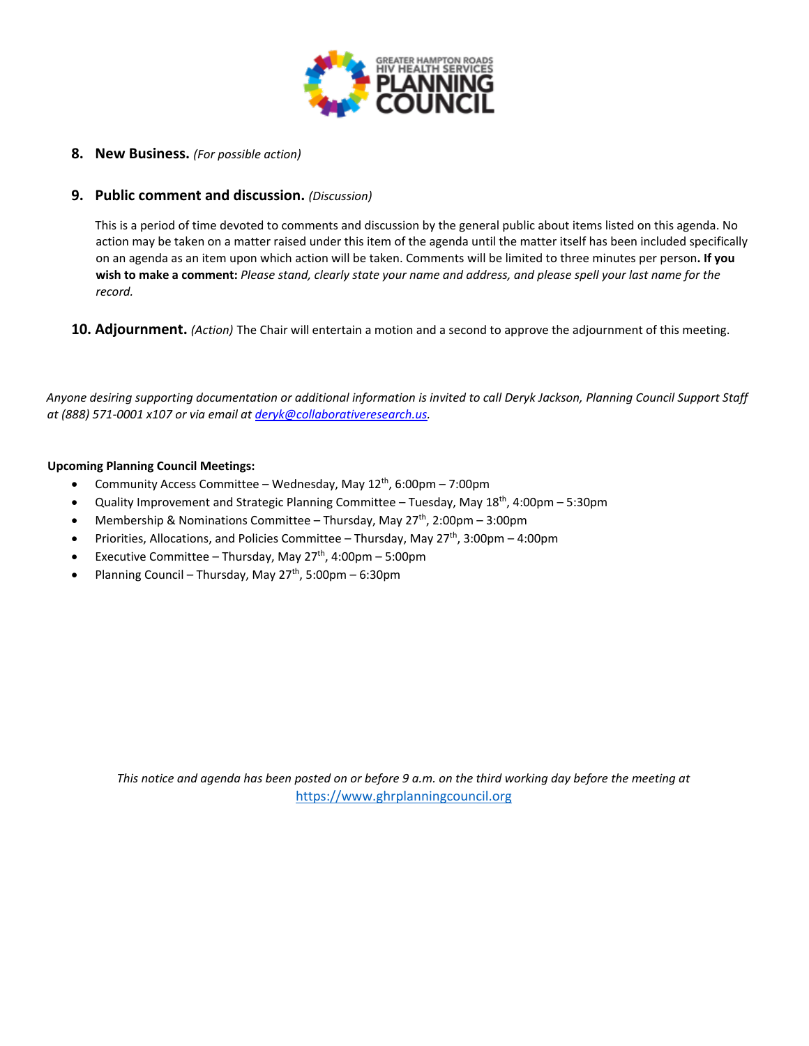**8. New Business.** *(For possible action)*

**9. Public comment and discussion.** *(Discussion)*

This is a period of time devoted to comments and discussion by the general public about items listed on this agenda. No action may be taken on a matter raised under this item of the agenda until the matter itself has been included specifically on an agenda as an item upon which action will be taken. Comments will be limited to three minutes per person**. If you wish to make a comment:** *Please stand, clearly state your name and address, and please spell your last name for the record.*

**10. Adjournment.** *(Action)* The Chair will entertain a motion and a second to approve the adjournment of this meeting.

*Anyone desiring supporting documentation or additional information is invited to call Deryk Jackson, Planning Council Support Staff at (888) 571-0001 x107 or via email at deryk@collaborativeresearch.us.*

**Upcoming Planning Council Meetings:**

- Community Access Committee – Wednesday, May 12th, 6:00pm – 7:00pm
- Quality Improvement and Strategic Planning Committee – Tuesday, May 18th, 4:00pm – 5:30pm
- Membership & Nominations Committee – Thursday, May 27th, 2:00pm – 3:00pm
- Priorities, Allocations, and Policies Committee – Thursday, May 27th, 3:00pm – 4:00pm
- Executive Committee – Thursday, May 27th, 4:00pm – 5:00pm
- Planning Council – Thursday, May 27th, 5:00pm – 6:30pm

*This notice and agenda has been posted on or before 9 a.m. on the third working day before the meeting at* https://www.ghrplanningcouncil.org